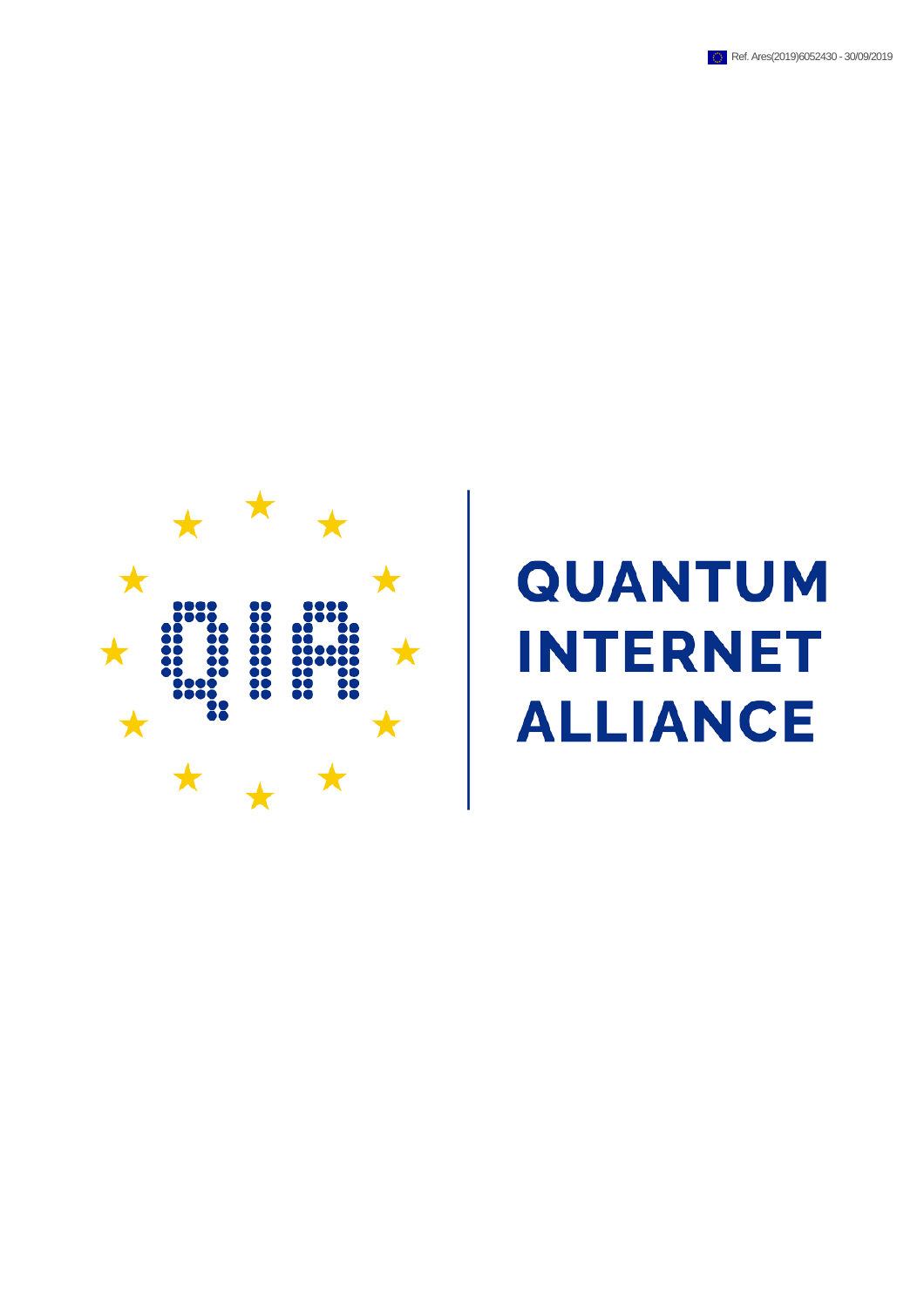Ref. Ares(2019)6052430 - 30/09/2019

# QUANTUM INTERNET ALLIANCE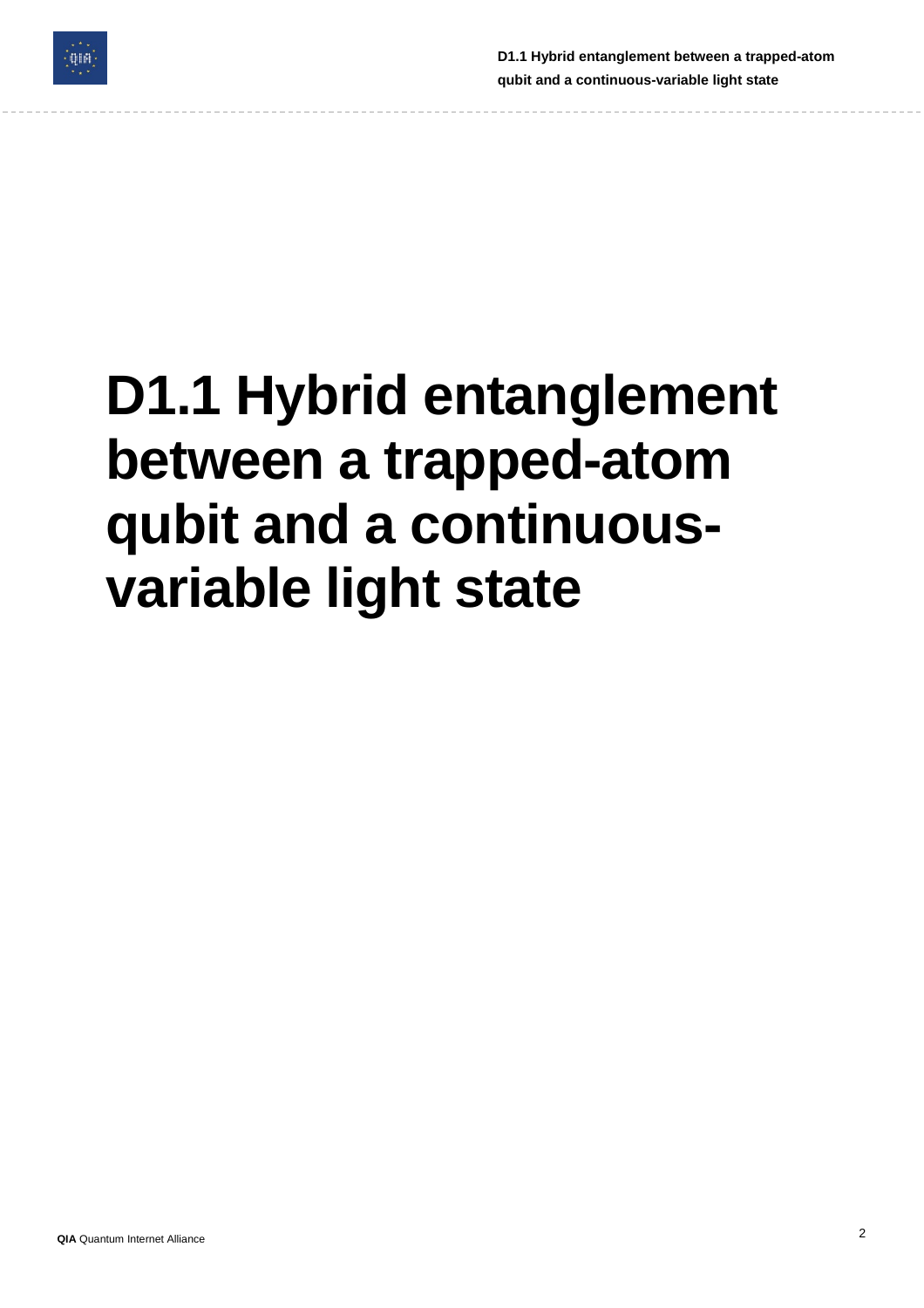# D1.1 Hybrid entanglement between a trapped-atom qubit and a continuous-variable light state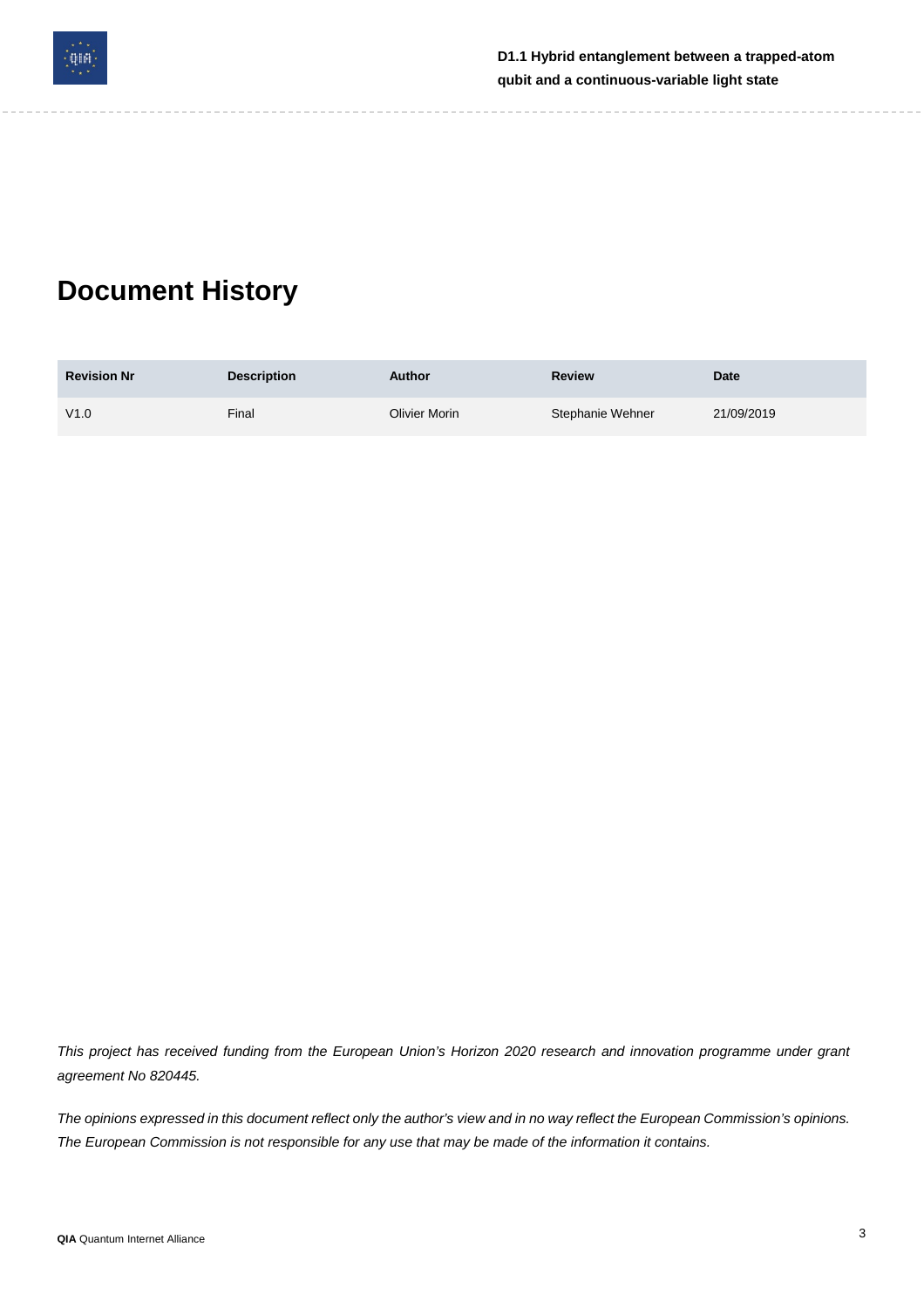# Document History

| Revision Nr | Description | Author | Review | Date |
|---|---|---|---|---|
| V1.0 | Final | Olivier Morin | Stephanie Wehner | 21/09/2019 |

*This project has received funding from the European Union's Horizon 2020 research and innovation programme under grant agreement No 820445.*

*The opinions expressed in this document reflect only the author's view and in no way reflect the European Commission's opinions. The European Commission is not responsible for any use that may be made of the information it contains.*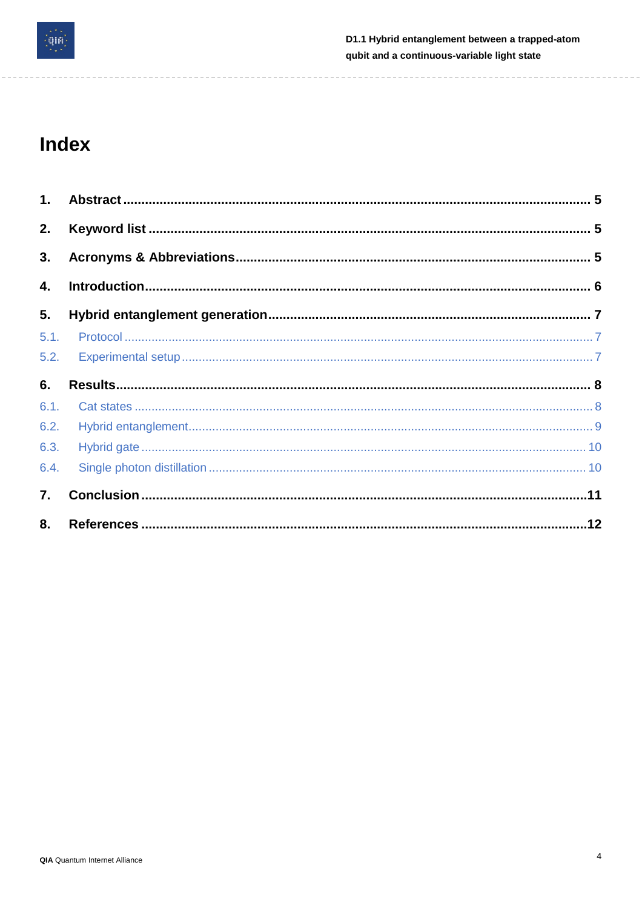# Index

1. **Abstract** ........................................................ 5
2. **Keyword list** ........................................................ 5
3. **Acronyms & Abbreviations** ........................................................ 5
4. **Introduction** ........................................................ 6
5. **Hybrid entanglement generation** ........................................................ 7
   - 5.1. Protocol ........................................................ 7
   - 5.2. Experimental setup ........................................................ 7
6. **Results** ........................................................ 8
   - 6.1. Cat states ........................................................ 8
   - 6.2. Hybrid entanglement ........................................................ 9
   - 6.3. Hybrid gate ........................................................ 10
   - 6.4. Single photon distillation ........................................................ 10
7. **Conclusion** ........................................................ 11
8. **References** ........................................................ 12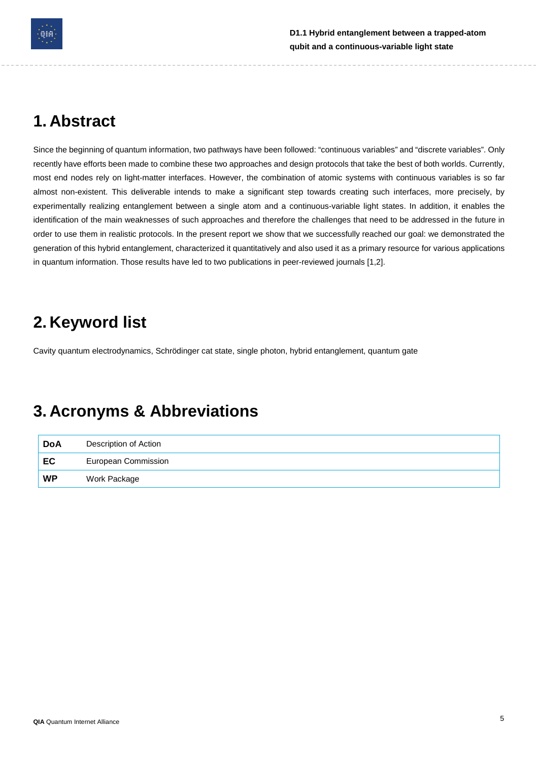# 1. Abstract

Since the beginning of quantum information, two pathways have been followed: "continuous variables" and "discrete variables". Only recently have efforts been made to combine these two approaches and design protocols that take the best of both worlds. Currently, most end nodes rely on light-matter interfaces. However, the combination of atomic systems with continuous variables is so far almost non-existent. This deliverable intends to make a significant step towards creating such interfaces, more precisely, by experimentally realizing entanglement between a single atom and a continuous-variable light states. In addition, it enables the identification of the main weaknesses of such approaches and therefore the challenges that need to be addressed in the future in order to use them in realistic protocols. In the present report we show that we successfully reached our goal: we demonstrated the generation of this hybrid entanglement, characterized it quantitatively and also used it as a primary resource for various applications in quantum information. Those results have led to two publications in peer-reviewed journals [1,2].

# 2. Keyword list

Cavity quantum electrodynamics, Schrödinger cat state, single photon, hybrid entanglement, quantum gate

# 3. Acronyms & Abbreviations

| | |
|---|---|
| **DoA** | Description of Action |
| **EC** | European Commission |
| **WP** | Work Package |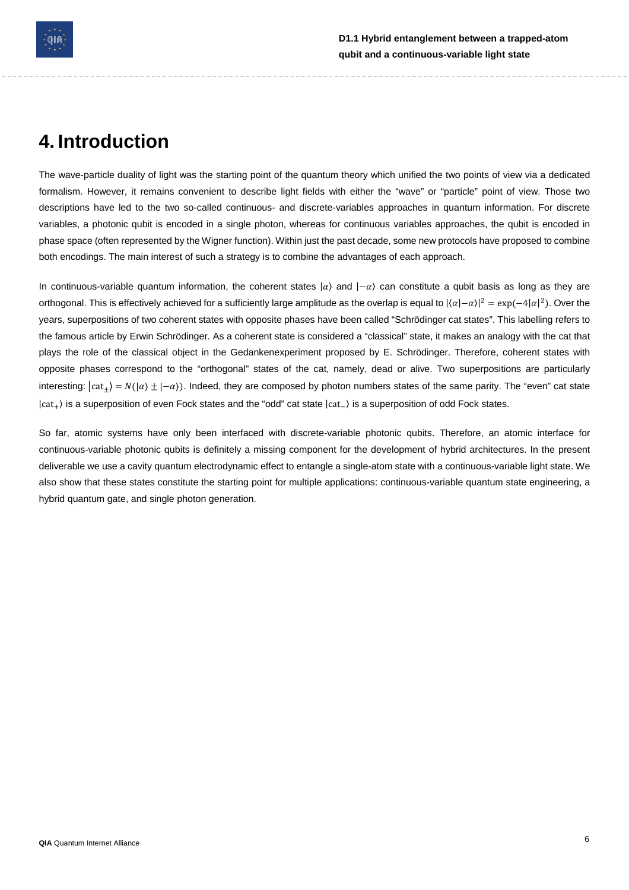# 4. Introduction

The wave-particle duality of light was the starting point of the quantum theory which unified the two points of view via a dedicated formalism. However, it remains convenient to describe light fields with either the "wave" or "particle" point of view. Those two descriptions have led to the two so-called continuous- and discrete-variables approaches in quantum information. For discrete variables, a photonic qubit is encoded in a single photon, whereas for continuous variables approaches, the qubit is encoded in phase space (often represented by the Wigner function). Within just the past decade, some new protocols have proposed to combine both encodings. The main interest of such a strategy is to combine the advantages of each approach.

In continuous-variable quantum information, the coherent states $|\alpha\rangle$ and $|-\alpha\rangle$ can constitute a qubit basis as long as they are orthogonal. This is effectively achieved for a sufficiently large amplitude as the overlap is equal to $|\langle\alpha|-\alpha\rangle|^2 = \exp(-4|\alpha|^2)$. Over the years, superpositions of two coherent states with opposite phases have been called "Schrödinger cat states". This labelling refers to the famous article by Erwin Schrödinger. As a coherent state is considered a "classical" state, it makes an analogy with the cat that plays the role of the classical object in the Gedankenexperiment proposed by E. Schrödinger. Therefore, coherent states with opposite phases correspond to the "orthogonal" states of the cat, namely, dead or alive. Two superpositions are particularly interesting: $|\mathrm{cat}_\pm\rangle = N(|\alpha\rangle \pm |-\alpha\rangle)$. Indeed, they are composed by photon numbers states of the same parity. The "even" cat state $|\mathrm{cat}_+\rangle$ is a superposition of even Fock states and the "odd" cat state $|\mathrm{cat}_-\rangle$ is a superposition of odd Fock states.

So far, atomic systems have only been interfaced with discrete-variable photonic qubits. Therefore, an atomic interface for continuous-variable photonic qubits is definitely a missing component for the development of hybrid architectures. In the present deliverable we use a cavity quantum electrodynamic effect to entangle a single-atom state with a continuous-variable light state. We also show that these states constitute the starting point for multiple applications: continuous-variable quantum state engineering, a hybrid quantum gate, and single photon generation.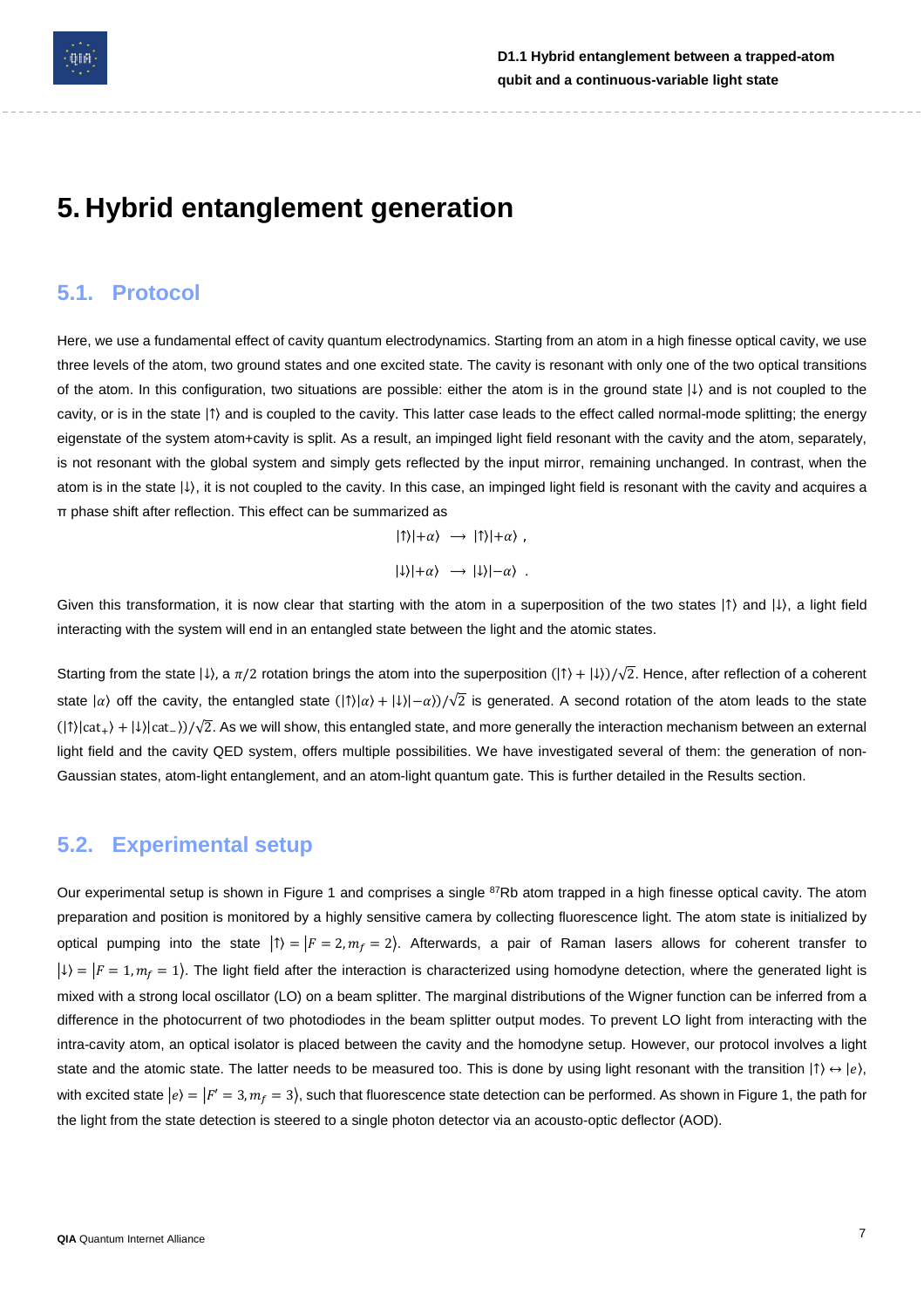# 5. Hybrid entanglement generation

## 5.1. Protocol

Here, we use a fundamental effect of cavity quantum electrodynamics. Starting from an atom in a high finesse optical cavity, we use three levels of the atom, two ground states and one excited state. The cavity is resonant with only one of the two optical transitions of the atom. In this configuration, two situations are possible: either the atom is in the ground state $|\downarrow\rangle$ and is not coupled to the cavity, or is in the state $|\uparrow\rangle$ and is coupled to the cavity. This latter case leads to the effect called normal-mode splitting; the energy eigenstate of the system atom+cavity is split. As a result, an impinged light field resonant with the cavity and the atom, separately, is not resonant with the global system and simply gets reflected by the input mirror, remaining unchanged. In contrast, when the atom is in the state $|\downarrow\rangle$, it is not coupled to the cavity. In this case, an impinged light field is resonant with the cavity and acquires a π phase shift after reflection. This effect can be summarized as

$$|\uparrow\rangle|+\alpha\rangle \;\longrightarrow\; |\uparrow\rangle|+\alpha\rangle\ ,$$

$$|\downarrow\rangle|+\alpha\rangle \;\longrightarrow\; |\downarrow\rangle|-\alpha\rangle\ .$$

Given this transformation, it is now clear that starting with the atom in a superposition of the two states $|\uparrow\rangle$ and $|\downarrow\rangle$, a light field interacting with the system will end in an entangled state between the light and the atomic states.

Starting from the state $|\downarrow\rangle$, a $\pi/2$ rotation brings the atom into the superposition $(|\uparrow\rangle + |\downarrow\rangle)/\sqrt{2}$. Hence, after reflection of a coherent state $|\alpha\rangle$ off the cavity, the entangled state $(|\uparrow\rangle|\alpha\rangle + |\downarrow\rangle|-\alpha\rangle)/\sqrt{2}$ is generated. A second rotation of the atom leads to the state $(|\uparrow\rangle|\text{cat}_{+}\rangle + |\downarrow\rangle|\text{cat}_{-}\rangle)/\sqrt{2}$. As we will show, this entangled state, and more generally the interaction mechanism between an external light field and the cavity QED system, offers multiple possibilities. We have investigated several of them: the generation of non-Gaussian states, atom-light entanglement, and an atom-light quantum gate. This is further detailed in the Results section.

## 5.2. Experimental setup

Our experimental setup is shown in Figure 1 and comprises a single $^{87}$Rb atom trapped in a high finesse optical cavity. The atom preparation and position is monitored by a highly sensitive camera by collecting fluorescence light. The atom state is initialized by optical pumping into the state $|\uparrow\rangle = |F = 2, m_f = 2\rangle$. Afterwards, a pair of Raman lasers allows for coherent transfer to $|\downarrow\rangle = |F = 1, m_f = 1\rangle$. The light field after the interaction is characterized using homodyne detection, where the generated light is mixed with a strong local oscillator (LO) on a beam splitter. The marginal distributions of the Wigner function can be inferred from a difference in the photocurrent of two photodiodes in the beam splitter output modes. To prevent LO light from interacting with the intra-cavity atom, an optical isolator is placed between the cavity and the homodyne setup. However, our protocol involves a light state and the atomic state. The latter needs to be measured too. This is done by using light resonant with the transition $|\uparrow\rangle \leftrightarrow |e\rangle$, with excited state $|e\rangle = |F' = 3, m_f = 3\rangle$, such that fluorescence state detection can be performed. As shown in Figure 1, the path for the light from the state detection is steered to a single photon detector via an acousto-optic deflector (AOD).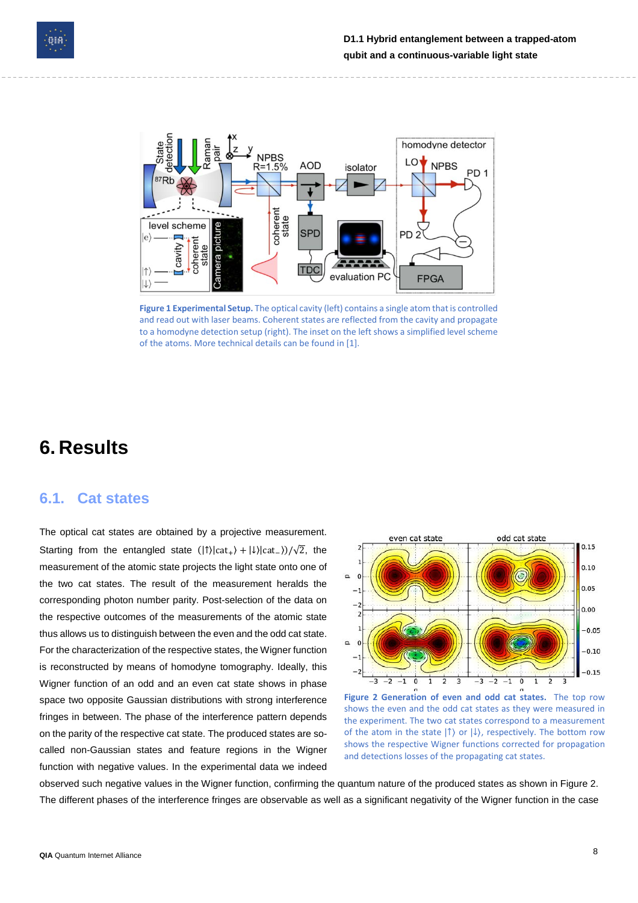Figure 1 Experimental Setup. The optical cavity (left) contains a single atom that is controlled and read out with laser beams. Coherent states are reflected from the cavity and propagate to a homodyne detection setup (right). The inset on the left shows a simplified level scheme of the atoms. More technical details can be found in [1].

# 6. Results

## 6.1. Cat states

The optical cat states are obtained by a projective measurement. Starting from the entangled state $(|\uparrow\rangle|\mathrm{cat}_+\rangle + |\downarrow\rangle|\mathrm{cat}_-\rangle)/\sqrt{2}$, the measurement of the atomic state projects the light state onto one of the two cat states. The result of the measurement heralds the corresponding photon number parity. Post-selection of the data on the respective outcomes of the measurements of the atomic state thus allows us to distinguish between the even and the odd cat state. For the characterization of the respective states, the Wigner function is reconstructed by means of homodyne tomography. Ideally, this Wigner function of an odd and an even cat state shows in phase space two opposite Gaussian distributions with strong interference fringes in between. The phase of the interference pattern depends on the parity of the respective cat state. The produced states are so-called non-Gaussian states and feature regions in the Wigner function with negative values. In the experimental data we indeed observed such negative values in the Wigner function, confirming the quantum nature of the produced states as shown in Figure 2. The different phases of the interference fringes are observable as well as a significant negativity of the Wigner function in the case

Figure 2 Generation of even and odd cat states. The top row shows the even and the odd cat states as they were measured in the experiment. The two cat states correspond to a measurement of the atom in the state $|\uparrow\rangle$ or $|\downarrow\rangle$, respectively. The bottom row shows the respective Wigner functions corrected for propagation and detections losses of the propagating cat states.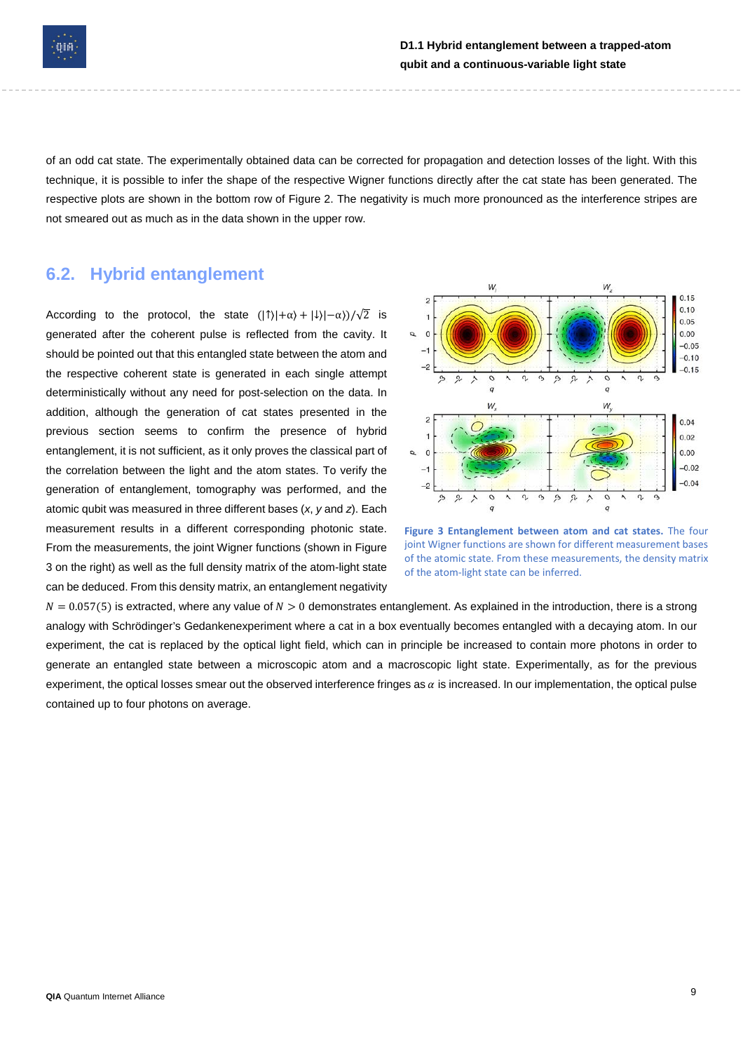of an odd cat state. The experimentally obtained data can be corrected for propagation and detection losses of the light. With this technique, it is possible to infer the shape of the respective Wigner functions directly after the cat state has been generated. The respective plots are shown in the bottom row of Figure 2. The negativity is much more pronounced as the interference stripes are not smeared out as much as in the data shown in the upper row.

## 6.2. Hybrid entanglement

According to the protocol, the state $(|\uparrow\rangle|+\alpha\rangle + |\downarrow\rangle|-\alpha\rangle)/\sqrt{2}$ is generated after the coherent pulse is reflected from the cavity. It should be pointed out that this entangled state between the atom and the respective coherent state is generated in each single attempt deterministically without any need for post-selection on the data. In addition, although the generation of cat states presented in the previous section seems to confirm the presence of hybrid entanglement, it is not sufficient, as it only proves the classical part of the correlation between the light and the atom states. To verify the generation of entanglement, tomography was performed, and the atomic qubit was measured in three different bases (*x*, *y* and *z*). Each measurement results in a different corresponding photonic state. From the measurements, the joint Wigner functions (shown in Figure 3 on the right) as well as the full density matrix of the atom-light state can be deduced. From this density matrix, an entanglement negativity $N = 0.057(5)$ is extracted, where any value of $N > 0$ demonstrates entanglement. As explained in the introduction, there is a strong analogy with Schrödinger's Gedankenexperiment where a cat in a box eventually becomes entangled with a decaying atom. In our experiment, the cat is replaced by the optical light field, which can in principle be increased to contain more photons in order to generate an entangled state between a microscopic atom and a macroscopic light state. Experimentally, as for the previous experiment, the optical losses smear out the observed interference fringes as $\alpha$ is increased. In our implementation, the optical pulse contained up to four photons on average.

**Figure 3 Entanglement between atom and cat states.** The four joint Wigner functions are shown for different measurement bases of the atomic state. From these measurements, the density matrix of the atom-light state can be inferred.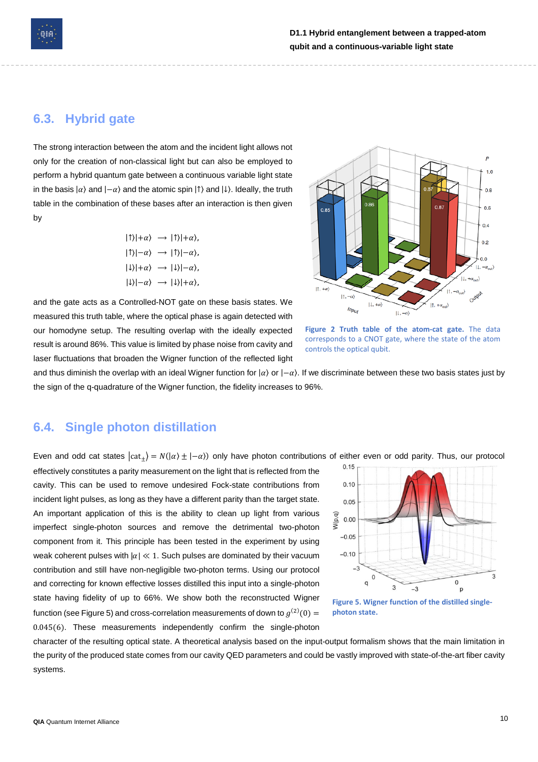## 6.3. Hybrid gate

The strong interaction between the atom and the incident light allows not only for the creation of non-classical light but can also be employed to perform a hybrid quantum gate between a continuous variable light state in the basis $|\alpha\rangle$ and $|-\alpha\rangle$ and the atomic spin $|\uparrow\rangle$ and $|\downarrow\rangle$. Ideally, the truth table in the combination of these bases after an interaction is then given by

$$
\begin{aligned}
|\uparrow\rangle|+\alpha\rangle &\longrightarrow |\uparrow\rangle|+\alpha\rangle, \\
|\uparrow\rangle|-\alpha\rangle &\longrightarrow |\uparrow\rangle|-\alpha\rangle, \\
|\downarrow\rangle|+\alpha\rangle &\longrightarrow |\downarrow\rangle|-\alpha\rangle, \\
|\downarrow\rangle|-\alpha\rangle &\longrightarrow |\downarrow\rangle|+\alpha\rangle,
\end{aligned}
$$

and the gate acts as a Controlled-NOT gate on these basis states. We measured this truth table, where the optical phase is again detected with our homodyne setup. The resulting overlap with the ideally expected result is around 86%. This value is limited by phase noise from cavity and laser fluctuations that broaden the Wigner function of the reflected light and thus diminish the overlap with an ideal Wigner function for $|\alpha\rangle$ or $|-\alpha\rangle$. If we discriminate between these two basis states just by the sign of the q-quadrature of the Wigner function, the fidelity increases to 96%.

**Figure 2 Truth table of the atom-cat gate.** The data corresponds to a CNOT gate, where the state of the atom controls the optical qubit.

## 6.4. Single photon distillation

Even and odd cat states $|\mathrm{cat}_{\pm}\rangle = N(|\alpha\rangle \pm |-\alpha\rangle)$ only have photon contributions of either even or odd parity. Thus, our protocol effectively constitutes a parity measurement on the light that is reflected from the cavity. This can be used to remove undesired Fock-state contributions from incident light pulses, as long as they have a different parity than the target state. An important application of this is the ability to clean up light from various imperfect single-photon sources and remove the detrimental two-photon component from it. This principle has been tested in the experiment by using weak coherent pulses with $|\alpha| \ll 1$. Such pulses are dominated by their vacuum contribution and still have non-negligible two-photon terms. Using our protocol and correcting for known effective losses distilled this input into a single-photon state having fidelity of up to 66%. We show both the reconstructed Wigner function (see Figure 5) and cross-correlation measurements of down to $g^{(2)}(0) = 0.045(6)$. These measurements independently confirm the single-photon character of the resulting optical state. A theoretical analysis based on the input-output formalism shows that the main limitation in the purity of the produced state comes from our cavity QED parameters and could be vastly improved with state-of-the-art fiber cavity systems.

**Figure 5. Wigner function of the distilled single-photon state.**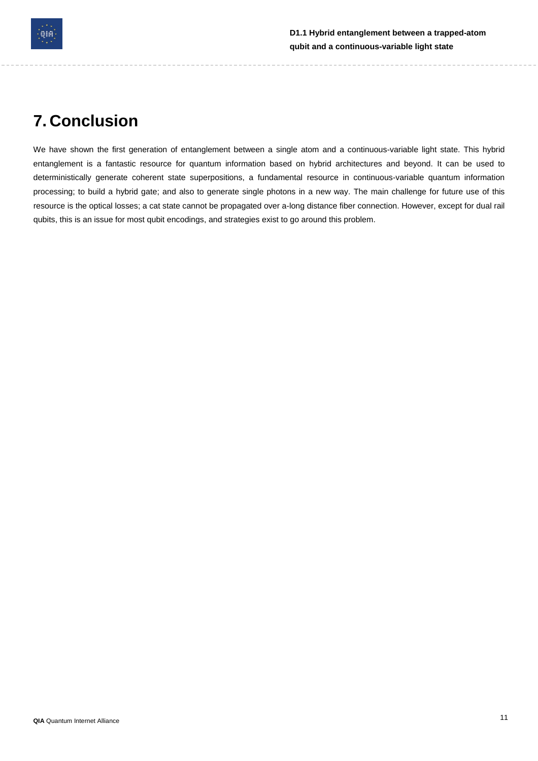# 7. Conclusion

We have shown the first generation of entanglement between a single atom and a continuous-variable light state. This hybrid entanglement is a fantastic resource for quantum information based on hybrid architectures and beyond. It can be used to deterministically generate coherent state superpositions, a fundamental resource in continuous-variable quantum information processing; to build a hybrid gate; and also to generate single photons in a new way. The main challenge for future use of this resource is the optical losses; a cat state cannot be propagated over a-long distance fiber connection. However, except for dual rail qubits, this is an issue for most qubit encodings, and strategies exist to go around this problem.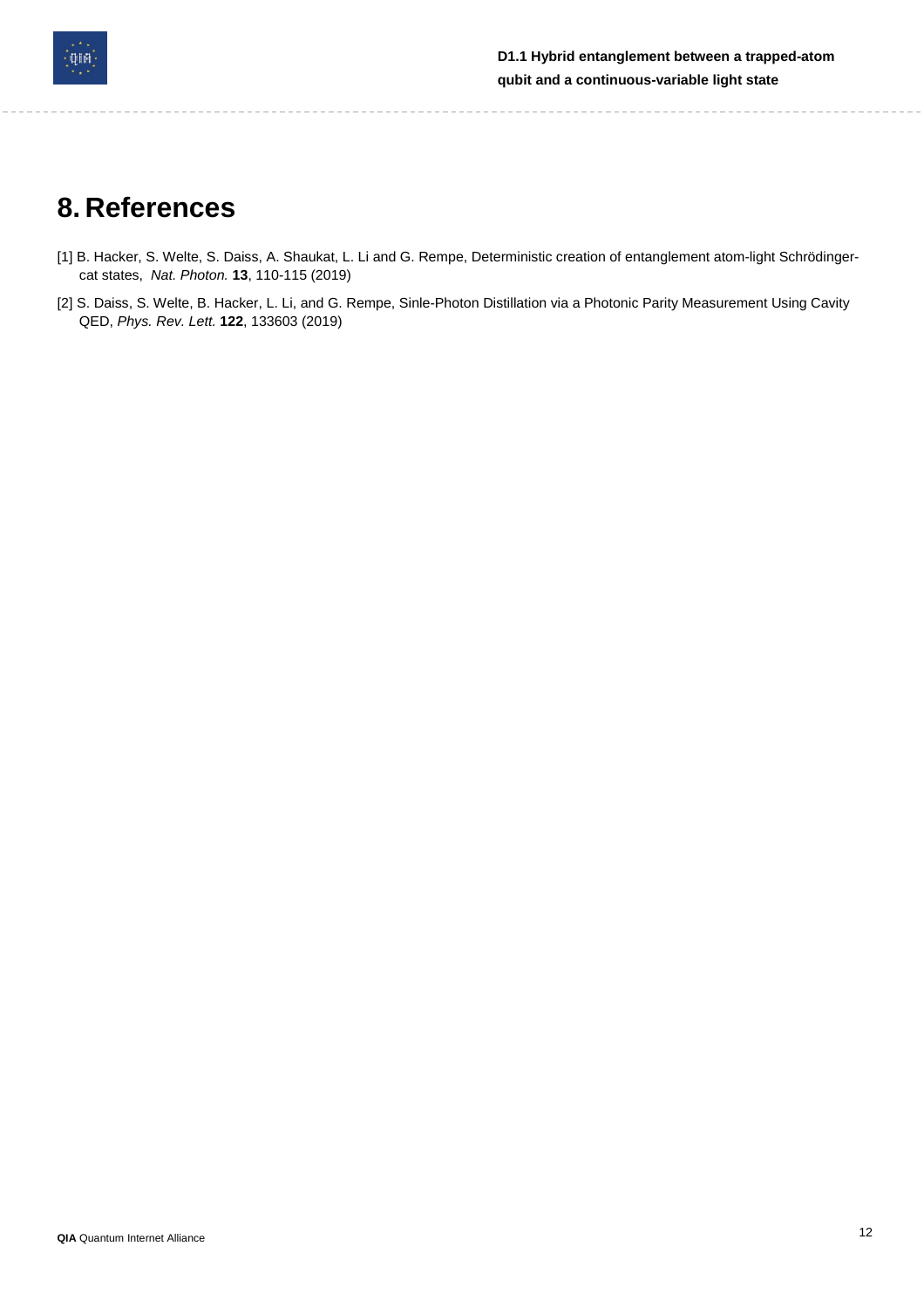# 8. References

[1] B. Hacker, S. Welte, S. Daiss, A. Shaukat, L. Li and G. Rempe, Deterministic creation of entanglement atom-light Schrödinger-cat states, *Nat. Photon.* **13**, 110-115 (2019)

[2] S. Daiss, S. Welte, B. Hacker, L. Li, and G. Rempe, Sinle-Photon Distillation via a Photonic Parity Measurement Using Cavity QED, *Phys. Rev. Lett.* **122**, 133603 (2019)